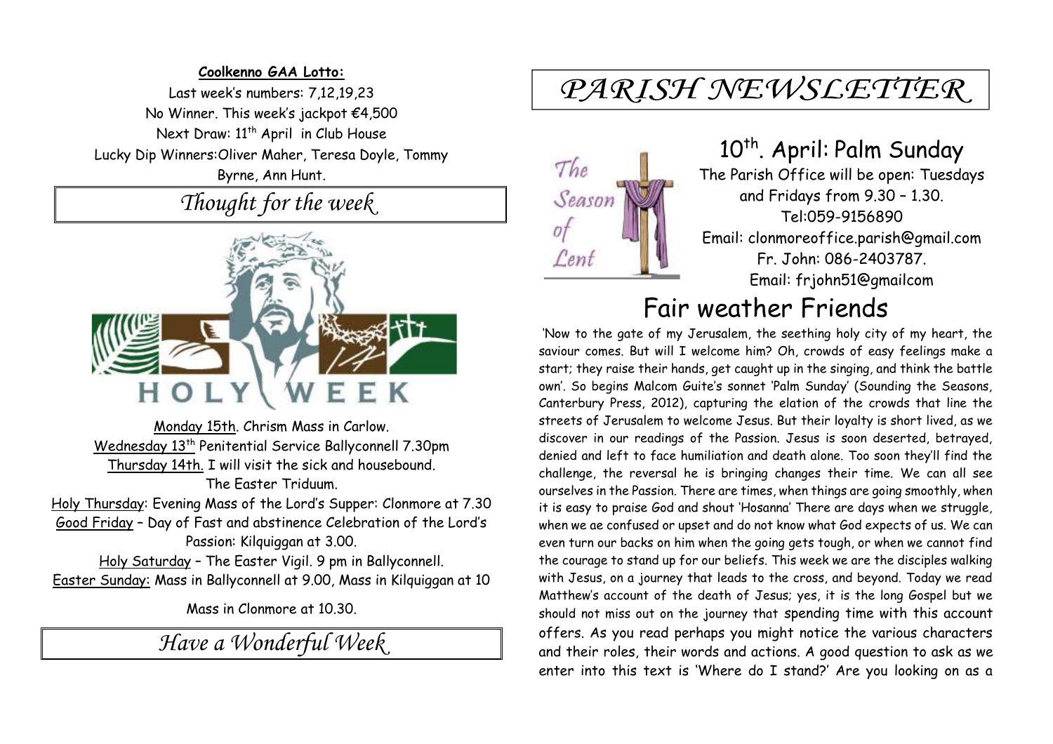**Coolkenno GAA Lotto:**

Last week's numbers: 7,12,19,23
No Winner. This week's jackpot €4,500
Next Draw: 11th April in Club House
Lucky Dip Winners: Oliver Maher, Teresa Doyle, Tommy Byrne, Ann Hunt.

## *Thought for the week*

Monday 15th. Chrism Mass in Carlow.
Wednesday 13th Penitential Service Ballyconnell 7.30pm
Thursday 14th. I will visit the sick and housebound.
The Easter Triduum.
Holy Thursday: Evening Mass of the Lord's Supper: Clonmore at 7.30
Good Friday – Day of Fast and abstinence Celebration of the Lord's Passion: Kilquiggan at 3.00.
Holy Saturday – The Easter Vigil. 9 pm in Ballyconnell.
Easter Sunday: Mass in Ballyconnell at 9.00, Mass in Kilquiggan at 10

Mass in Clonmore at 10.30.

## *Have a Wonderful Week*

# *PARISH NEWSLETTER*

## 10th. April: Palm Sunday

The Parish Office will be open: Tuesdays and Fridays from 9.30 – 1.30.
Tel:059-9156890
Email: clonmoreoffice.parish@gmail.com
Fr. John: 086-2403787.
Email: frjohn51@gmailcom

# Fair weather Friends

'Now to the gate of my Jerusalem, the seething holy city of my heart, the saviour comes. But will I welcome him? Oh, crowds of easy feelings make a start; they raise their hands, get caught up in the singing, and think the battle own'. So begins Malcom Guite's sonnet 'Palm Sunday' (Sounding the Seasons, Canterbury Press, 2012), capturing the elation of the crowds that line the streets of Jerusalem to welcome Jesus. But their loyalty is short lived, as we discover in our readings of the Passion. Jesus is soon deserted, betrayed, denied and left to face humiliation and death alone. Too soon they'll find the challenge, the reversal he is bringing changes their time. We can all see ourselves in the Passion. There are times, when things are going smoothly, when it is easy to praise God and shout 'Hosanna' There are days when we struggle, when we ae confused or upset and do not know what God expects of us. We can even turn our backs on him when the going gets tough, or when we cannot find the courage to stand up for our beliefs. This week we are the disciples walking with Jesus, on a journey that leads to the cross, and beyond. Today we read Matthew's account of the death of Jesus; yes, it is the long Gospel but we should not miss out on the journey that spending time with this account offers. As you read perhaps you might notice the various characters and their roles, their words and actions. A good question to ask as we enter into this text is 'Where do I stand?' Are you looking on as a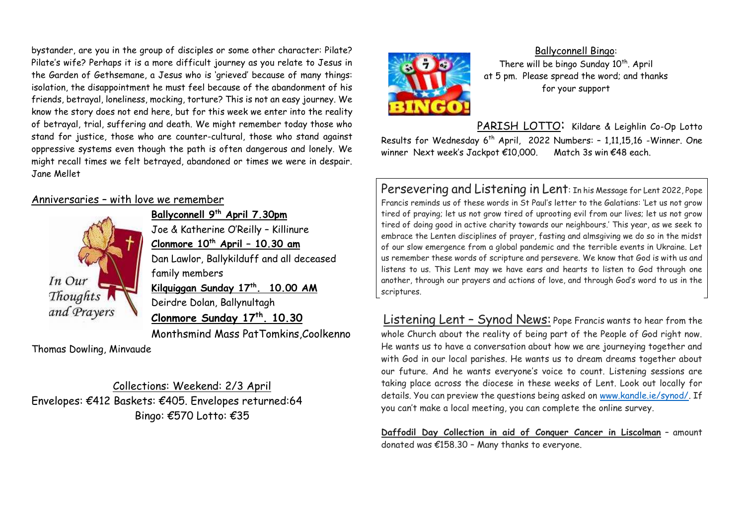bystander, are you in the group of disciples or some other character: Pilate? Pilate's wife? Perhaps it is a more difficult journey as you relate to Jesus in the Garden of Gethsemane, a Jesus who is 'grieved' because of many things: isolation, the disappointment he must feel because of the abandonment of his friends, betrayal, loneliness, mocking, torture? This is not an easy journey. We know the story does not end here, but for this week we enter into the reality of betrayal, trial, suffering and death. We might remember today those who stand for justice, those who are counter-cultural, those who stand against oppressive systems even though the path is often dangerous and lonely. We might recall times we felt betrayed, abandoned or times we were in despair. Jane Mellet

## Anniversaries – with love we remember

**Ballyconnell 9th April 7.30pm**
Joe & Katherine O'Reilly – Killinure

**Clonmore 10th April – 10.30 am**
Dan Lawlor, Ballykilduff and all deceased family members

**Kilquiggan Sunday 17th. 10.00 AM**
Deirdre Dolan, Ballynultagh

**Clonmore Sunday 17th. 10.30**
Monthsmind Mass PatTomkins,Coolkenno
Thomas Dowling, Minvaude

## Collections: Weekend: 2/3 April

Envelopes: €412 Baskets: €405. Envelopes returned:64
Bingo: €570 Lotto: €35

## Ballyconnell Bingo:

There will be bingo Sunday 10th. April at 5 pm. Please spread the word; and thanks for your support

## PARISH LOTTO: Kildare & Leighlin Co-Op Lotto

Results for Wednesday 6th April, 2022 Numbers: – 1,11,15,16 -Winner. One winner Next week's Jackpot €10,000. Match 3s win €48 each.

## Persevering and Listening in Lent:

In his Message for Lent 2022, Pope Francis reminds us of these words in St Paul's letter to the Galatians: 'Let us not grow tired of praying; let us not grow tired of uprooting evil from our lives; let us not grow tired of doing good in active charity towards our neighbours.' This year, as we seek to embrace the Lenten disciplines of prayer, fasting and almsgiving we do so in the midst of our slow emergence from a global pandemic and the terrible events in Ukraine. Let us remember these words of scripture and persevere. We know that God is with us and listens to us. This Lent may we have ears and hearts to listen to God through one another, through our prayers and actions of love, and through God's word to us in the scriptures.

## Listening Lent – Synod News:

Pope Francis wants to hear from the whole Church about the reality of being part of the People of God right now. He wants us to have a conversation about how we are journeying together and with God in our local parishes. He wants us to dream dreams together about our future. And he wants everyone's voice to count. Listening sessions are taking place across the diocese in these weeks of Lent. Look out locally for details. You can preview the questions being asked on www.kandle.ie/synod/. If you can't make a local meeting, you can complete the online survey.

**Daffodil Day Collection in aid of Conquer Cancer in Liscolman** – amount donated was €158.30 – Many thanks to everyone.